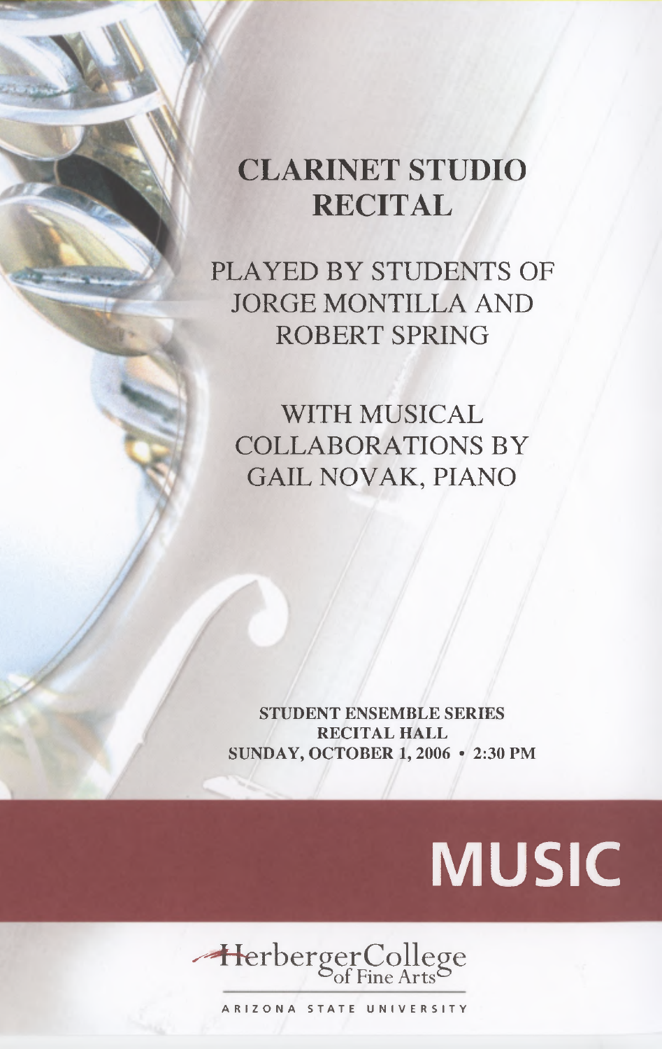# CLARINET STUDIO RECITAL

PLAYED BY STUDENTS OF JORGE MONTILLA AND ROBERT SPRING

WITH MUSICAL COLLABORATIONS BY GAIL NOVAK, PIANO

**STUDENT ENSEMBLE SERIES**
**RECITAL HALL**
**SUNDAY, OCTOBER 1, 2006 • 2:30 PM**

MUSIC

Herberger College of Fine Arts

ARIZONA STATE UNIVERSITY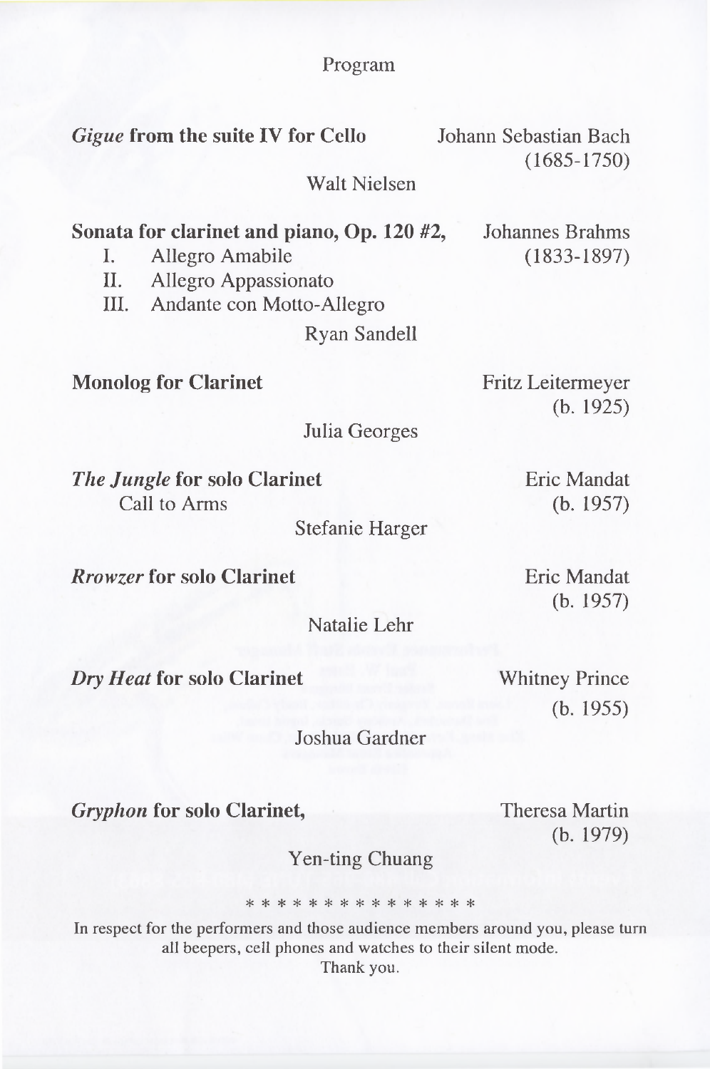# Program

*Gigue* **from the suite IV for Cello** — Johann Sebastian Bach (1685-1750)

Walt Nielsen

**Sonata for clarinet and piano, Op. 120 #2,** — Johannes Brahms (1833-1897)

I. Allegro Amabile
II. Allegro Appassionato
III. Andante con Motto-Allegro

Ryan Sandell

**Monolog for Clarinet** — Fritz Leitermeyer (b. 1925)

Julia Georges

*The Jungle* **for solo Clarinet** — Eric Mandat (b. 1957)
Call to Arms

Stefanie Harger

*Rrowzer* **for solo Clarinet** — Eric Mandat (b. 1957)

Natalie Lehr

*Dry Heat* **for solo Clarinet** — Whitney Prince (b. 1955)

Joshua Gardner

*Gryphon* **for solo Clarinet,** — Theresa Martin (b. 1979)

Yen-ting Chuang

* * * * * * * * * * * * * * *

In respect for the performers and those audience members around you, please turn all beepers, cell phones and watches to their silent mode.
Thank you.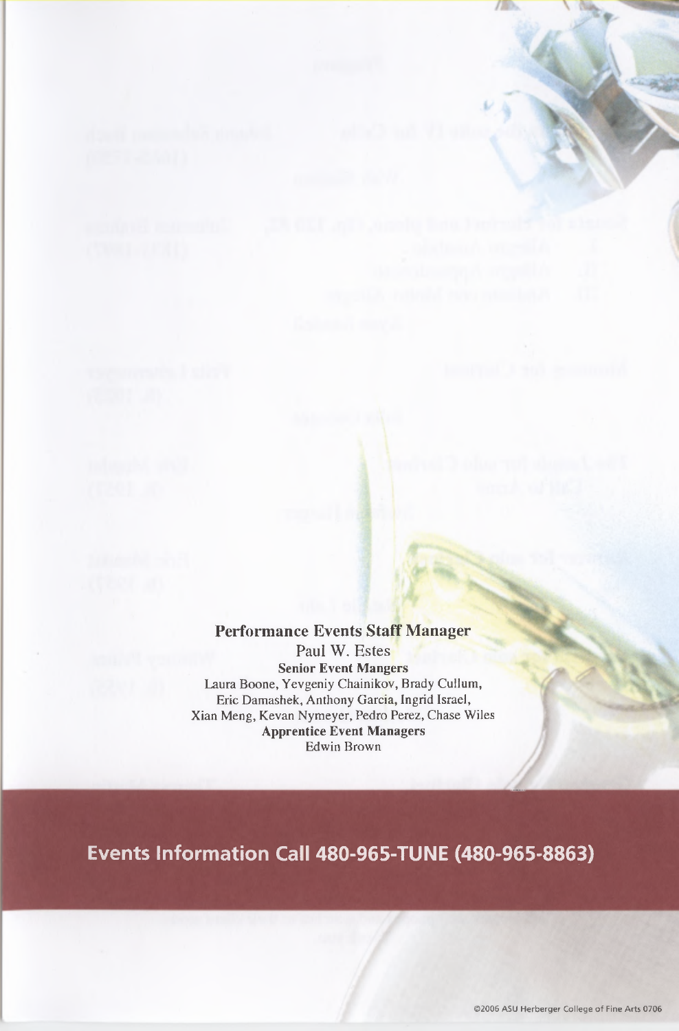**Performance Events Staff Manager**
Paul W. Estes
**Senior Event Mangers**
Laura Boone, Yevgeniy Chainikov, Brady Cullum, Eric Damashek, Anthony Garcia, Ingrid Israel, Xian Meng, Kevan Nymeyer, Pedro Perez, Chase Wiles
**Apprentice Event Managers**
Edwin Brown

**Events Information Call 480-965-TUNE (480-965-8863)**

©2006 ASU Herberger College of Fine Arts 0706